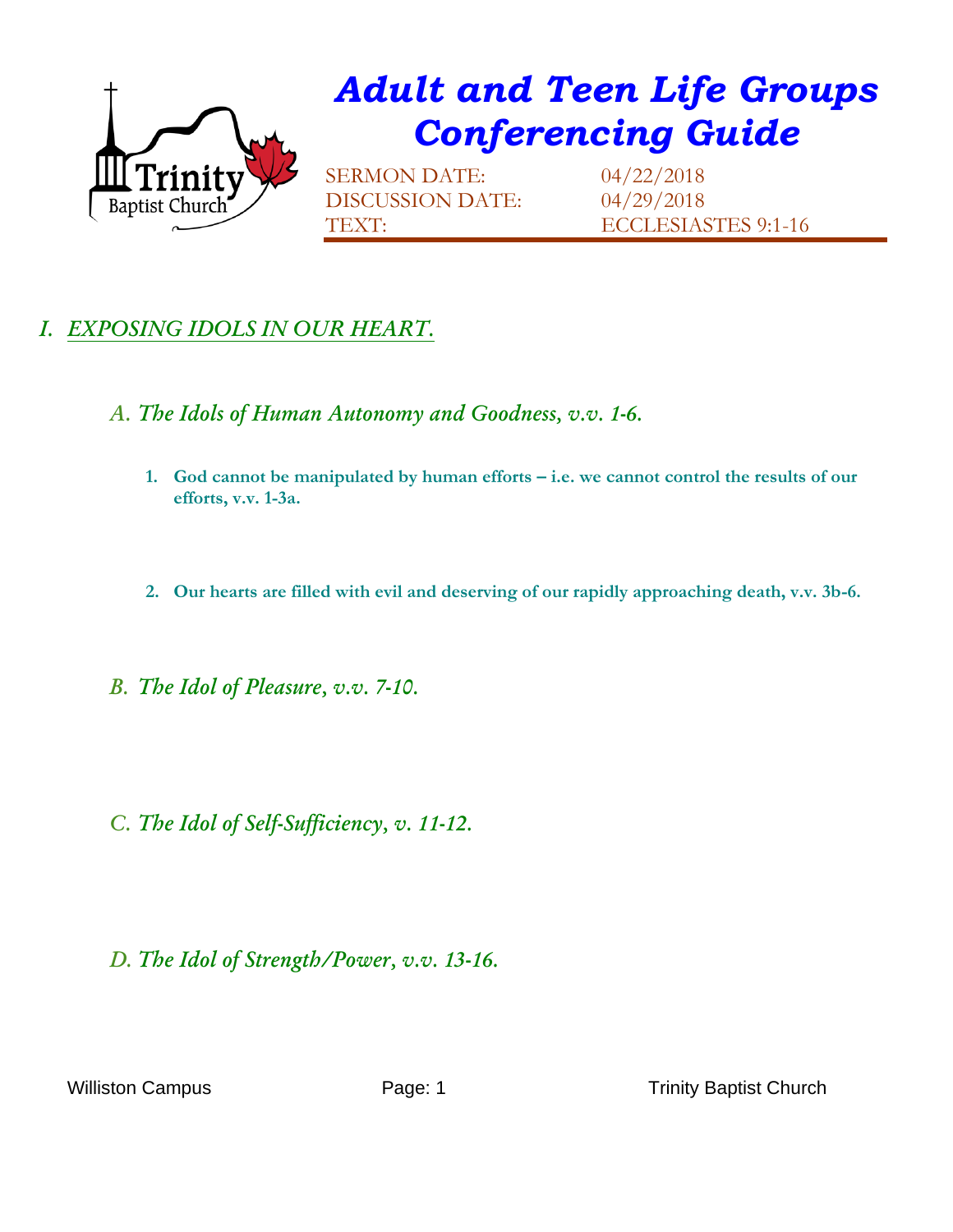# *Adult and Teen Life Groups Conferencing Guide*

SERMON DATE: 04/22/2018
DISCUSSION DATE: 04/29/2018
TEXT: ECCLESIASTES 9:1-16

## *I. EXPOSING IDOLS IN OUR HEART.*

### *A. The Idols of Human Autonomy and Goodness, v.v. 1-6.*

1. **God cannot be manipulated by human efforts – i.e. we cannot control the results of our efforts, v.v. 1-3a.**

2. **Our hearts are filled with evil and deserving of our rapidly approaching death, v.v. 3b-6.**

### *B. The Idol of Pleasure, v.v. 7-10.*

### *C. The Idol of Self-Sufficiency, v. 11-12.*

### *D. The Idol of Strength/Power, v.v. 13-16.*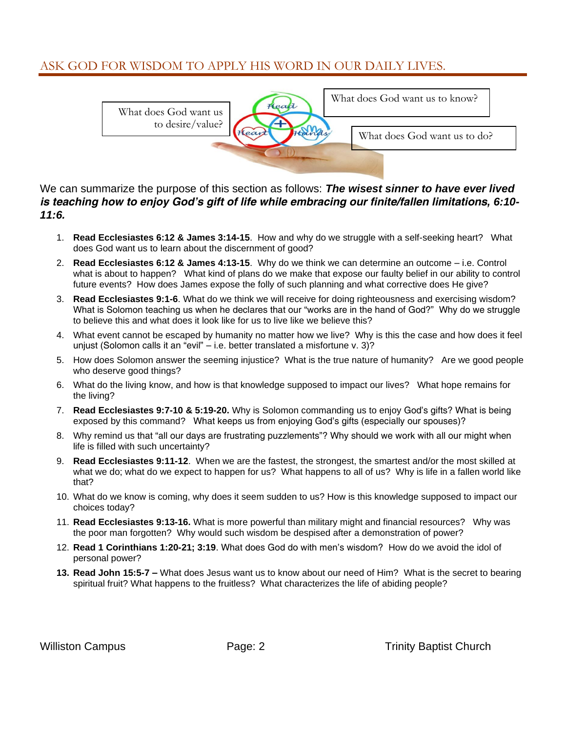## ASK GOD FOR WISDOM TO APPLY HIS WORD IN OUR DAILY LIVES.

What does God want us to desire/value?

What does God want us to know?

What does God want us to do?

Head

Heart

Hands

We can summarize the purpose of this section as follows: ***The wisest sinner to have ever lived is teaching how to enjoy God's gift of life while embracing our finite/fallen limitations, 6:10-11:6.***

1. **Read Ecclesiastes 6:12 & James 3:14-15**. How and why do we struggle with a self-seeking heart? What does God want us to learn about the discernment of good?
2. **Read Ecclesiastes 6:12 & James 4:13-15**. Why do we think we can determine an outcome – i.e. Control what is about to happen? What kind of plans do we make that expose our faulty belief in our ability to control future events? How does James expose the folly of such planning and what corrective does He give?
3. **Read Ecclesiastes 9:1-6**. What do we think we will receive for doing righteousness and exercising wisdom? What is Solomon teaching us when he declares that our "works are in the hand of God?" Why do we struggle to believe this and what does it look like for us to live like we believe this?
4. What event cannot be escaped by humanity no matter how we live? Why is this the case and how does it feel unjust (Solomon calls it an "evil" – i.e. better translated a misfortune v. 3)?
5. How does Solomon answer the seeming injustice? What is the true nature of humanity? Are we good people who deserve good things?
6. What do the living know, and how is that knowledge supposed to impact our lives? What hope remains for the living?
7. **Read Ecclesiastes 9:7-10 & 5:19-20.** Why is Solomon commanding us to enjoy God's gifts? What is being exposed by this command? What keeps us from enjoying God's gifts (especially our spouses)?
8. Why remind us that "all our days are frustrating puzzlements"? Why should we work with all our might when life is filled with such uncertainty?
9. **Read Ecclesiastes 9:11-12**. When we are the fastest, the strongest, the smartest and/or the most skilled at what we do; what do we expect to happen for us? What happens to all of us? Why is life in a fallen world like that?
10. What do we know is coming, why does it seem sudden to us? How is this knowledge supposed to impact our choices today?
11. **Read Ecclesiastes 9:13-16.** What is more powerful than military might and financial resources? Why was the poor man forgotten? Why would such wisdom be despised after a demonstration of power?
12. **Read 1 Corinthians 1:20-21; 3:19**. What does God do with men's wisdom? How do we avoid the idol of personal power?
13. **Read John 15:5-7 –** What does Jesus want us to know about our need of Him? What is the secret to bearing spiritual fruit? What happens to the fruitless? What characterizes the life of abiding people?